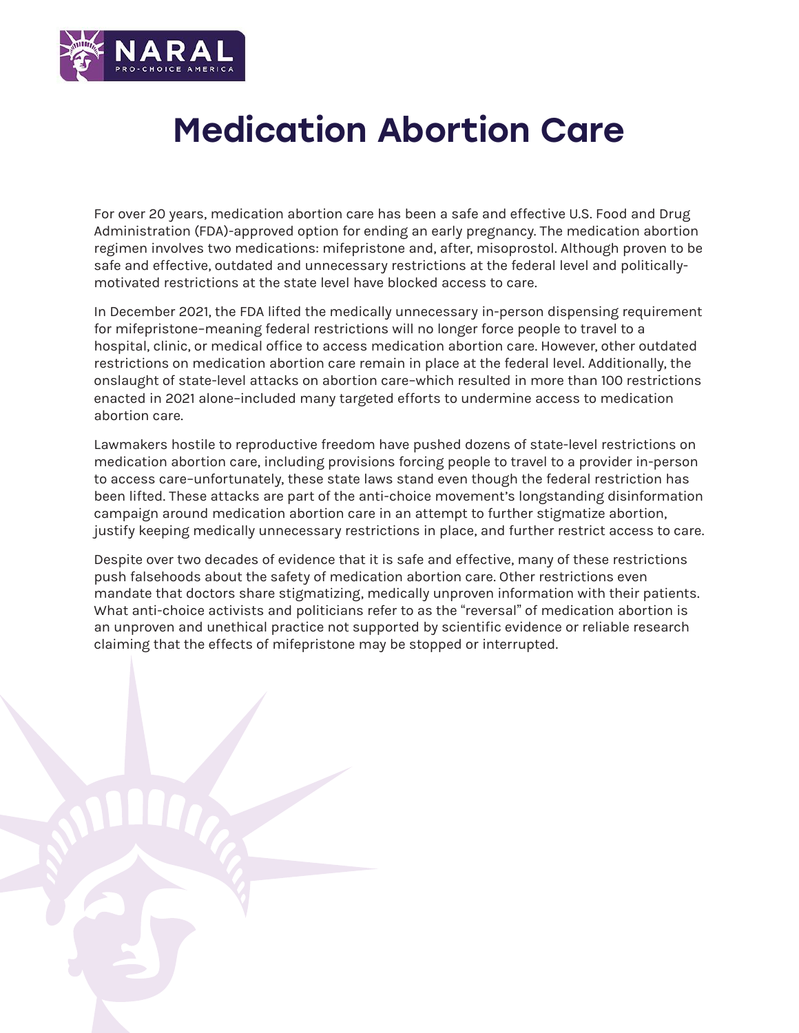# Medication Abortion Care

For over 20 years, medication abortion care has been a safe and effective U.S. Food and Drug Administration (FDA)-approved option for ending an early pregnancy. The medication abortion regimen involves two medications: mifepristone and, after, misoprostol. Although proven to be safe and effective, outdated and unnecessary restrictions at the federal level and politically-motivated restrictions at the state level have blocked access to care.

In December 2021, the FDA lifted the medically unnecessary in-person dispensing requirement for mifepristone–meaning federal restrictions will no longer force people to travel to a hospital, clinic, or medical office to access medication abortion care. However, other outdated restrictions on medication abortion care remain in place at the federal level. Additionally, the onslaught of state-level attacks on abortion care–which resulted in more than 100 restrictions enacted in 2021 alone–included many targeted efforts to undermine access to medication abortion care.

Lawmakers hostile to reproductive freedom have pushed dozens of state-level restrictions on medication abortion care, including provisions forcing people to travel to a provider in-person to access care–unfortunately, these state laws stand even though the federal restriction has been lifted. These attacks are part of the anti-choice movement's longstanding disinformation campaign around medication abortion care in an attempt to further stigmatize abortion, justify keeping medically unnecessary restrictions in place, and further restrict access to care.

Despite over two decades of evidence that it is safe and effective, many of these restrictions push falsehoods about the safety of medication abortion care. Other restrictions even mandate that doctors share stigmatizing, medically unproven information with their patients. What anti-choice activists and politicians refer to as the "reversal" of medication abortion is an unproven and unethical practice not supported by scientific evidence or reliable research claiming that the effects of mifepristone may be stopped or interrupted.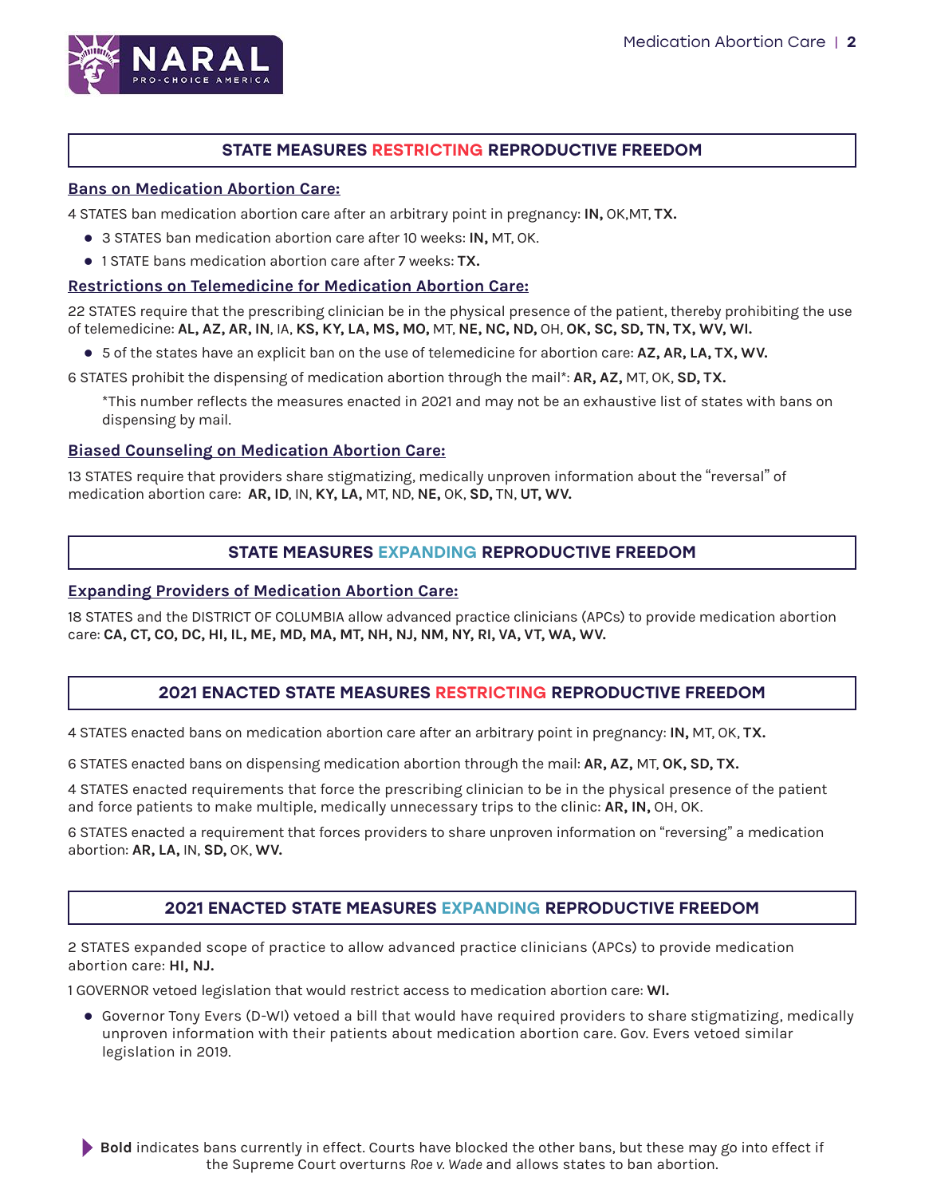## STATE MEASURES RESTRICTING REPRODUCTIVE FREEDOM

### Bans on Medication Abortion Care:

4 STATES ban medication abortion care after an arbitrary point in pregnancy: **IN,** OK,MT, **TX.**

- 3 STATES ban medication abortion care after 10 weeks: **IN,** MT, OK.
- 1 STATE bans medication abortion care after 7 weeks: **TX.**

### Restrictions on Telemedicine for Medication Abortion Care:

22 STATES require that the prescribing clinician be in the physical presence of the patient, thereby prohibiting the use of telemedicine: **AL, AZ, AR, IN**, IA, **KS, KY, LA, MS, MO,** MT, **NE, NC, ND,** OH, **OK, SC, SD, TN, TX, WV, WI.**

- 5 of the states have an explicit ban on the use of telemedicine for abortion care: **AZ, AR, LA, TX, WV.**

6 STATES prohibit the dispensing of medication abortion through the mail*: **AR, AZ,** MT, OK, **SD, TX.**

*This number reflects the measures enacted in 2021 and may not be an exhaustive list of states with bans on dispensing by mail.

### Biased Counseling on Medication Abortion Care:

13 STATES require that providers share stigmatizing, medically unproven information about the "reversal" of medication abortion care: **AR, ID**, IN, **KY, LA,** MT, ND, **NE,** OK, **SD,** TN, **UT, WV.**

## STATE MEASURES EXPANDING REPRODUCTIVE FREEDOM

### Expanding Providers of Medication Abortion Care:

18 STATES and the DISTRICT OF COLUMBIA allow advanced practice clinicians (APCs) to provide medication abortion care: **CA, CT, CO, DC, HI, IL, ME, MD, MA, MT, NH, NJ, NM, NY, RI, VA, VT, WA, WV.**

## 2021 ENACTED STATE MEASURES RESTRICTING REPRODUCTIVE FREEDOM

4 STATES enacted bans on medication abortion care after an arbitrary point in pregnancy: **IN,** MT, OK, **TX.**

6 STATES enacted bans on dispensing medication abortion through the mail: **AR, AZ,** MT, **OK, SD, TX.**

4 STATES enacted requirements that force the prescribing clinician to be in the physical presence of the patient and force patients to make multiple, medically unnecessary trips to the clinic: **AR, IN,** OH, OK.

6 STATES enacted a requirement that forces providers to share unproven information on "reversing" a medication abortion: **AR, LA,** IN, **SD,** OK, **WV.**

## 2021 ENACTED STATE MEASURES EXPANDING REPRODUCTIVE FREEDOM

2 STATES expanded scope of practice to allow advanced practice clinicians (APCs) to provide medication abortion care: **HI, NJ.**

1 GOVERNOR vetoed legislation that would restrict access to medication abortion care: **WI.**

- Governor Tony Evers (D-WI) vetoed a bill that would have required providers to share stigmatizing, medically unproven information with their patients about medication abortion care. Gov. Evers vetoed similar legislation in 2019.

**Bold** indicates bans currently in effect. Courts have blocked the other bans, but these may go into effect if the Supreme Court overturns *Roe v. Wade* and allows states to ban abortion.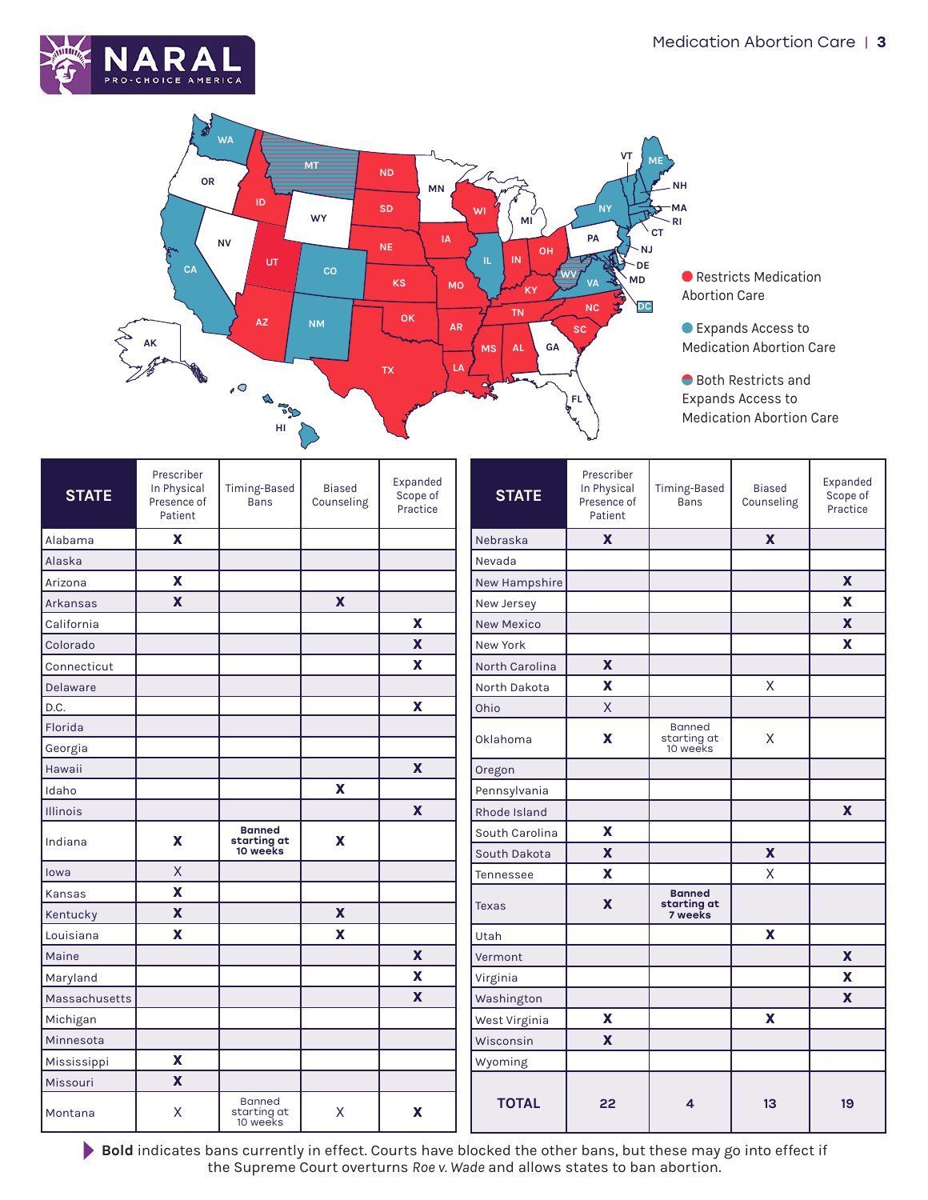Restricts Medication Abortion Care

Expands Access to Medication Abortion Care

Both Restricts and Expands Access to Medication Abortion Care

| STATE | Prescriber In Physical Presence of Patient | Timing-Based Bans | Biased Counseling | Expanded Scope of Practice |
|---|---|---|---|---|
| Alabama | **X** | | | |
| Alaska | | | | |
| Arizona | **X** | | | |
| Arkansas | **X** | | **X** | |
| California | | | | **X** |
| Colorado | | | | **X** |
| Connecticut | | | | **X** |
| Delaware | | | | |
| D.C. | | | | **X** |
| Florida | | | | |
| Georgia | | | | |
| Hawaii | | | | **X** |
| Idaho | | | **X** | |
| Illinois | | | | **X** |
| Indiana | **X** | **Banned starting at 10 weeks** | **X** | |
| Iowa | X | | | |
| Kansas | **X** | | | |
| Kentucky | **X** | | **X** | |
| Louisiana | **X** | | **X** | |
| Maine | | | | **X** |
| Maryland | | | | **X** |
| Massachusetts | | | | **X** |
| Michigan | | | | |
| Minnesota | | | | |
| Mississippi | **X** | | | |
| Missouri | **X** | | | |
| Montana | X | Banned starting at 10 weeks | X | **X** |
| Nebraska | **X** | | **X** | |
| Nevada | | | | |
| New Hampshire | | | | **X** |
| New Jersey | | | | **X** |
| New Mexico | | | | **X** |
| New York | | | | **X** |
| North Carolina | **X** | | | |
| North Dakota | **X** | | X | |
| Ohio | X | | | |
| Oklahoma | **X** | Banned starting at 10 weeks | X | |
| Oregon | | | | |
| Pennsylvania | | | | |
| Rhode Island | | | | **X** |
| South Carolina | **X** | | | |
| South Dakota | **X** | | **X** | |
| Tennessee | **X** | | X | |
| Texas | **X** | **Banned starting at 7 weeks** | | |
| Utah | | | **X** | |
| Vermont | | | | **X** |
| Virginia | | | | **X** |
| Washington | | | | **X** |
| West Virginia | **X** | | **X** | |
| Wisconsin | **X** | | | |
| Wyoming | | | | |
| **TOTAL** | **22** | **4** | **13** | **19** |

**Bold** indicates bans currently in effect. Courts have blocked the other bans, but these may go into effect if the Supreme Court overturns *Roe v. Wade* and allows states to ban abortion.